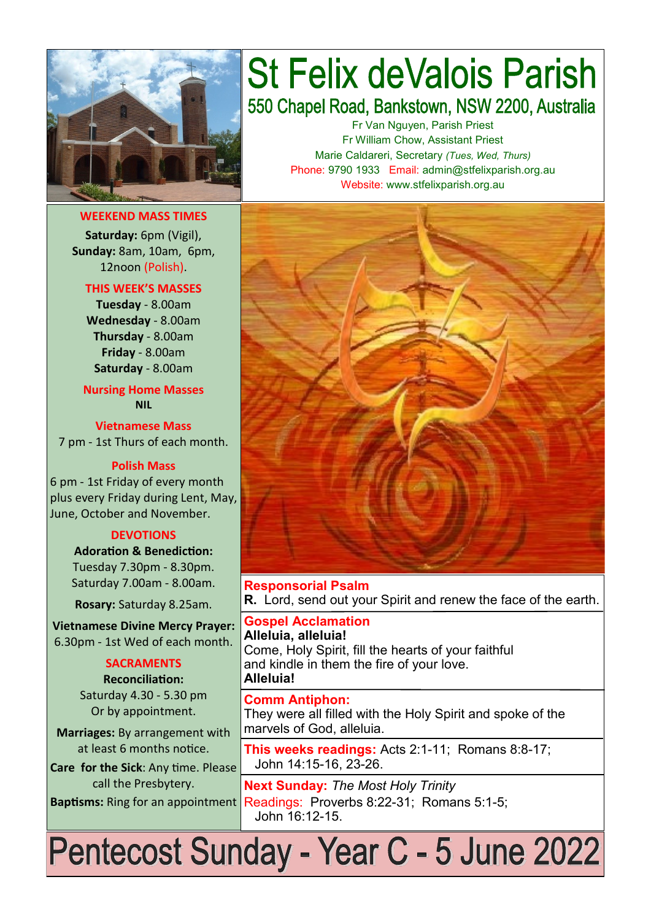# St Felix deValois Parish

## 550 Chapel Road, Bankstown, NSW 2200, Australia

Fr Van Nguyen, Parish Priest
Fr William Chow, Assistant Priest
Marie Caldareri, Secretary *(Tues, Wed, Thurs)*
Phone: 9790 1933 Email: admin@stfelixparish.org.au
Website: www.stfelixparish.org.au

### WEEKEND MASS TIMES

**Saturday:** 6pm (Vigil),
**Sunday:** 8am, 10am, 6pm,
12noon (Polish).

### THIS WEEK'S MASSES

**Tuesday** - 8.00am
**Wednesday** - 8.00am
**Thursday** - 8.00am
**Friday** - 8.00am
**Saturday** - 8.00am

### Nursing Home Masses

**NIL**

### Vietnamese Mass

7 pm - 1st Thurs of each month.

### Polish Mass

6 pm - 1st Friday of every month plus every Friday during Lent, May, June, October and November.

### DEVOTIONS

**Adoration & Benediction:**
Tuesday 7.30pm - 8.30pm.
Saturday 7.00am - 8.00am.

**Rosary:** Saturday 8.25am.

**Vietnamese Divine Mercy Prayer:** 6.30pm - 1st Wed of each month.

### SACRAMENTS

**Reconciliation:**
Saturday 4.30 - 5.30 pm
Or by appointment.

**Marriages:** By arrangement with at least 6 months notice.

**Care for the Sick**: Any time. Please call the Presbytery.

**Baptisms:** Ring for an appointment

**Responsorial Psalm**
**R.** Lord, send out your Spirit and renew the face of the earth.

**Gospel Acclamation**
**Alleluia, alleluia!**
Come, Holy Spirit, fill the hearts of your faithful
and kindle in them the fire of your love.
**Alleluia!**

**Comm Antiphon:**
They were all filled with the Holy Spirit and spoke of the marvels of God, alleluia.

**This weeks readings:** Acts 2:1-11; Romans 8:8-17; John 14:15-16, 23-26.

**Next Sunday:** *The Most Holy Trinity*
Readings: Proverbs 8:22-31; Romans 5:1-5; John 16:12-15.

# Pentecost Sunday - Year C - 5 June 2022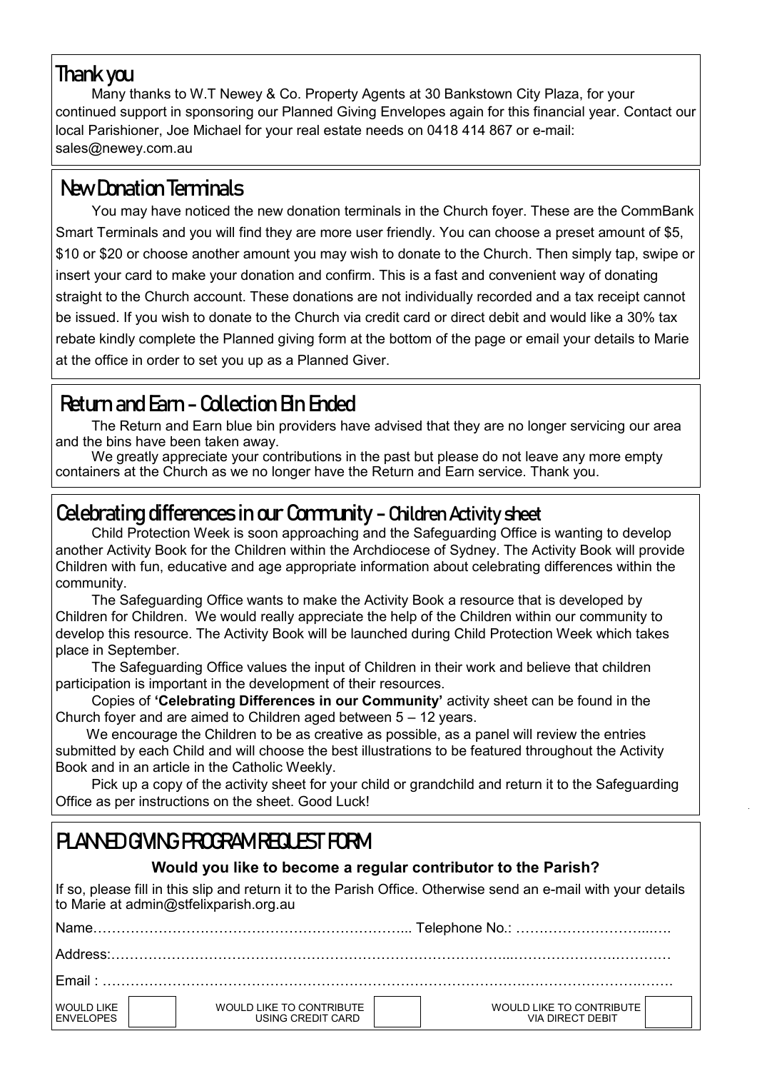## Thank you

Many thanks to W.T Newey & Co. Property Agents at 30 Bankstown City Plaza, for your continued support in sponsoring our Planned Giving Envelopes again for this financial year. Contact our local Parishioner, Joe Michael for your real estate needs on 0418 414 867 or e-mail: sales@newey.com.au

## New Donation Terminals

You may have noticed the new donation terminals in the Church foyer. These are the CommBank Smart Terminals and you will find they are more user friendly. You can choose a preset amount of $5, $10 or $20 or choose another amount you may wish to donate to the Church. Then simply tap, swipe or insert your card to make your donation and confirm. This is a fast and convenient way of donating straight to the Church account. These donations are not individually recorded and a tax receipt cannot be issued. If you wish to donate to the Church via credit card or direct debit and would like a 30% tax rebate kindly complete the Planned giving form at the bottom of the page or email your details to Marie at the office in order to set you up as a Planned Giver.

## Return and Earn - Collection Bin Ended

The Return and Earn blue bin providers have advised that they are no longer servicing our area and the bins have been taken away.

We greatly appreciate your contributions in the past but please do not leave any more empty containers at the Church as we no longer have the Return and Earn service. Thank you.

## Celebrating differences in our Community - Children Activity sheet

Child Protection Week is soon approaching and the Safeguarding Office is wanting to develop another Activity Book for the Children within the Archdiocese of Sydney. The Activity Book will provide Children with fun, educative and age appropriate information about celebrating differences within the community.

The Safeguarding Office wants to make the Activity Book a resource that is developed by Children for Children. We would really appreciate the help of the Children within our community to develop this resource. The Activity Book will be launched during Child Protection Week which takes place in September.

The Safeguarding Office values the input of Children in their work and believe that children participation is important in the development of their resources.

Copies of **'Celebrating Differences in our Community'** activity sheet can be found in the Church foyer and are aimed to Children aged between 5 – 12 years.

We encourage the Children to be as creative as possible, as a panel will review the entries submitted by each Child and will choose the best illustrations to be featured throughout the Activity Book and in an article in the Catholic Weekly.

Pick up a copy of the activity sheet for your child or grandchild and return it to the Safeguarding Office as per instructions on the sheet. Good Luck!

## PLANNED GIVING PROGRAM REQUEST FORM

**Would you like to become a regular contributor to the Parish?**

If so, please fill in this slip and return it to the Parish Office. Otherwise send an e-mail with your details to Marie at admin@stfelixparish.org.au

Name………………………………………………………….. Telephone No.: …………………………..….

Address:……………………………………………………………………………...…………………….…………

Email : ……………………………………………………………………………………………………….…….

| WOULD LIKE ENVELOPES | | WOULD LIKE TO CONTRIBUTE USING CREDIT CARD | | WOULD LIKE TO CONTRIBUTE VIA DIRECT DEBIT | |
|---|---|---|---|---|---|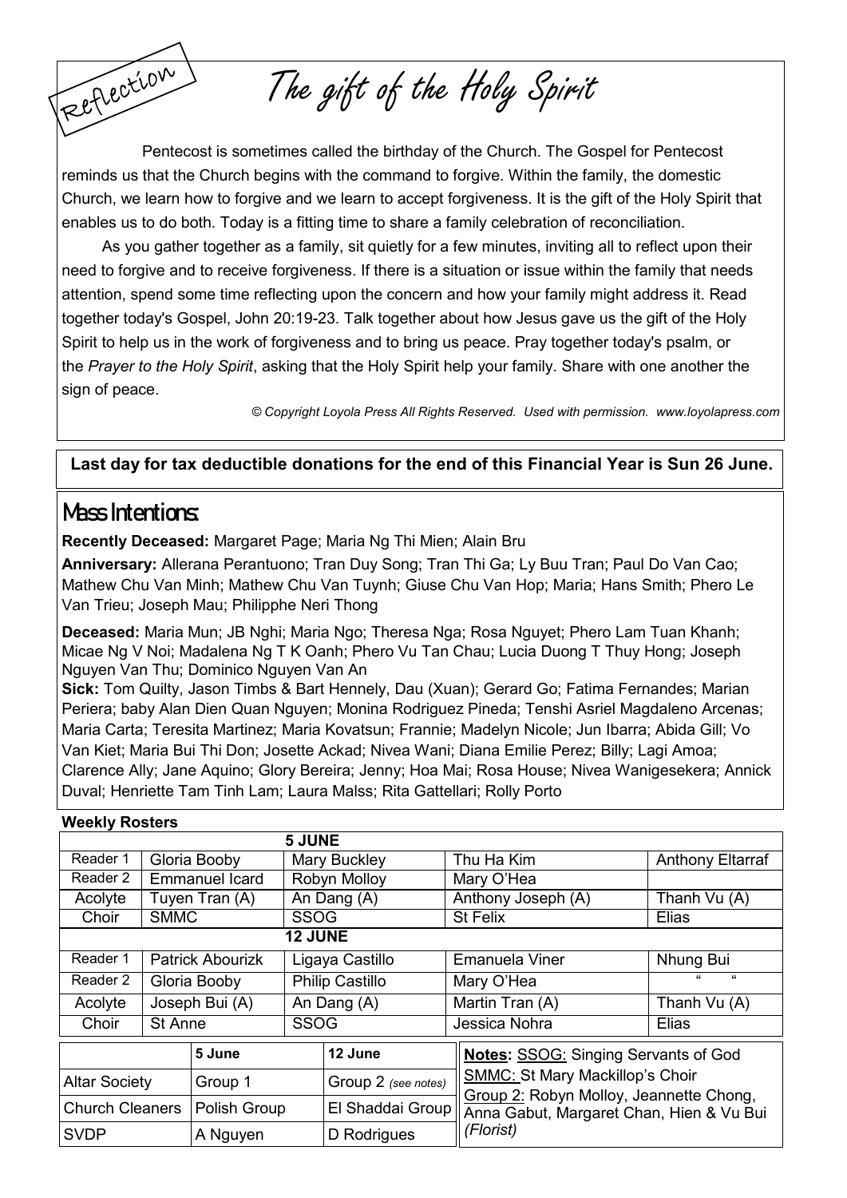Reflection

# The gift of the Holy Spirit

Pentecost is sometimes called the birthday of the Church. The Gospel for Pentecost reminds us that the Church begins with the command to forgive. Within the family, the domestic Church, we learn how to forgive and we learn to accept forgiveness. It is the gift of the Holy Spirit that enables us to do both. Today is a fitting time to share a family celebration of reconciliation.

As you gather together as a family, sit quietly for a few minutes, inviting all to reflect upon their need to forgive and to receive forgiveness. If there is a situation or issue within the family that needs attention, spend some time reflecting upon the concern and how your family might address it. Read together today's Gospel, John 20:19-23. Talk together about how Jesus gave us the gift of the Holy Spirit to help us in the work of forgiveness and to bring us peace. Pray together today's psalm, or the *Prayer to the Holy Spirit*, asking that the Holy Spirit help your family. Share with one another the sign of peace.

*© Copyright Loyola Press All Rights Reserved. Used with permission. www.loyolapress.com*

**Last day for tax deductible donations for the end of this Financial Year is Sun 26 June.**

## Mass Intentions:

**Recently Deceased:** Margaret Page; Maria Ng Thi Mien; Alain Bru

**Anniversary:** Allerana Perantuono; Tran Duy Song; Tran Thi Ga; Ly Buu Tran; Paul Do Van Cao; Mathew Chu Van Minh; Mathew Chu Van Tuynh; Giuse Chu Van Hop; Maria; Hans Smith; Phero Le Van Trieu; Joseph Mau; Philipphe Neri Thong

**Deceased:** Maria Mun; JB Nghi; Maria Ngo; Theresa Nga; Rosa Nguyet; Phero Lam Tuan Khanh; Micae Ng V Noi; Madalena Ng T K Oanh; Phero Vu Tan Chau; Lucia Duong T Thuy Hong; Joseph Nguyen Van Thu; Dominico Nguyen Van An

**Sick:** Tom Quilty, Jason Timbs & Bart Hennely, Dau (Xuan); Gerard Go; Fatima Fernandes; Marian Periera; baby Alan Dien Quan Nguyen; Monina Rodriguez Pineda; Tenshi Asriel Magdaleno Arcenas; Maria Carta; Teresita Martinez; Maria Kovatsun; Frannie; Madelyn Nicole; Jun Ibarra; Abida Gill; Vo Van Kiet; Maria Bui Thi Don; Josette Ackad; Nivea Wani; Diana Emilie Perez; Billy; Lagi Amoa; Clarence Ally; Jane Aquino; Glory Bereira; Jenny; Hoa Mai; Rosa House; Nivea Wanigesekera; Annick Duval; Henriette Tam Tinh Lam; Laura Malss; Rita Gattellari; Rolly Porto

**Weekly Rosters**

| | 5 JUNE | | | |
|---|---|---|---|---|
| Reader 1 | Gloria Booby | Mary Buckley | Thu Ha Kim | Anthony Eltarraf |
| Reader 2 | Emmanuel Icard | Robyn Molloy | Mary O'Hea | |
| Acolyte | Tuyen Tran (A) | An Dang (A) | Anthony Joseph (A) | Thanh Vu (A) |
| Choir | SMMC | SSOG | St Felix | Elias |
| | **12 JUNE** | | | |
| Reader 1 | Patrick Abourizk | Ligaya Castillo | Emanuela Viner | Nhung Bui |
| Reader 2 | Gloria Booby | Philip Castillo | Mary O'Hea | " " |
| Acolyte | Joseph Bui (A) | An Dang (A) | Martin Tran (A) | Thanh Vu (A) |
| Choir | St Anne | SSOG | Jessica Nohra | Elias |

| | 5 June | 12 June |
|---|---|---|
| Altar Society | Group 1 | Group 2 *(see notes)* |
| Church Cleaners | Polish Group | El Shaddai Group |
| SVDP | A Nguyen | D Rodrigues |

**Notes:** SSOG: Singing Servants of God
SMMC: St Mary Mackillop's Choir
Group 2: Robyn Molloy, Jeannette Chong, Anna Gabut, Margaret Chan, Hien & Vu Bui *(Florist)*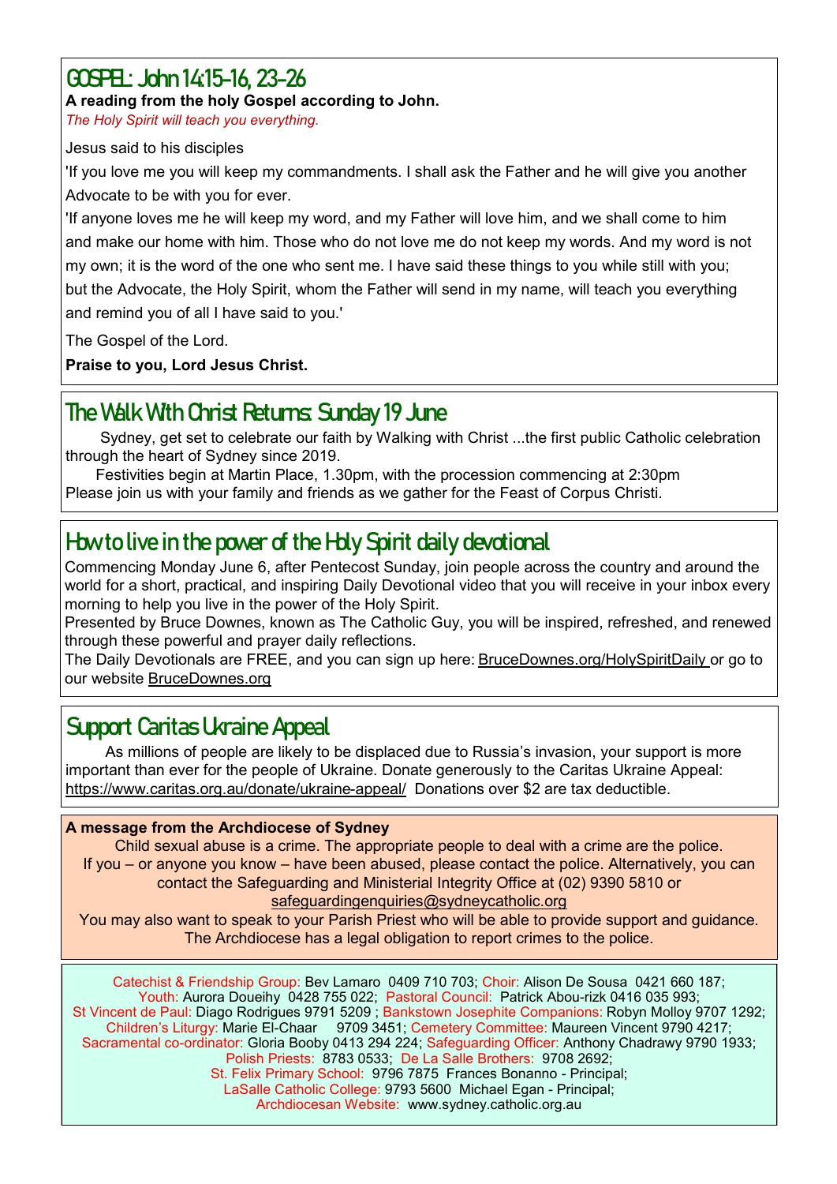## GOSPEL: John 14:15-16, 23-26

**A reading from the holy Gospel according to John.**

*The Holy Spirit will teach you everything.*

Jesus said to his disciples

'If you love me you will keep my commandments. I shall ask the Father and he will give you another Advocate to be with you for ever.

'If anyone loves me he will keep my word, and my Father will love him, and we shall come to him and make our home with him. Those who do not love me do not keep my words. And my word is not my own; it is the word of the one who sent me. I have said these things to you while still with you; but the Advocate, the Holy Spirit, whom the Father will send in my name, will teach you everything and remind you of all I have said to you.'

The Gospel of the Lord.

**Praise to you, Lord Jesus Christ.**

## The Walk With Christ Returns: Sunday 19 June

Sydney, get set to celebrate our faith by Walking with Christ ...the first public Catholic celebration through the heart of Sydney since 2019.

Festivities begin at Martin Place, 1.30pm, with the procession commencing at 2:30pm

Please join us with your family and friends as we gather for the Feast of Corpus Christi.

## How to live in the power of the Holy Spirit daily devotional

Commencing Monday June 6, after Pentecost Sunday, join people across the country and around the world for a short, practical, and inspiring Daily Devotional video that you will receive in your inbox every morning to help you live in the power of the Holy Spirit.

Presented by Bruce Downes, known as The Catholic Guy, you will be inspired, refreshed, and renewed through these powerful and prayer daily reflections.

The Daily Devotionals are FREE, and you can sign up here: BruceDownes.org/HolySpiritDaily or go to our website BruceDownes.org

## Support Caritas Ukraine Appeal

As millions of people are likely to be displaced due to Russia's invasion, your support is more important than ever for the people of Ukraine. Donate generously to the Caritas Ukraine Appeal: https://www.caritas.org.au/donate/ukraine-appeal/ Donations over $2 are tax deductible.

**A message from the Archdiocese of Sydney**

Child sexual abuse is a crime. The appropriate people to deal with a crime are the police.
If you – or anyone you know – have been abused, please contact the police. Alternatively, you can contact the Safeguarding and Ministerial Integrity Office at (02) 9390 5810 or
safeguardingenquiries@sydneycatholic.org

You may also want to speak to your Parish Priest who will be able to provide support and guidance.
The Archdiocese has a legal obligation to report crimes to the police.

Catechist & Friendship Group: Bev Lamaro 0409 710 703; Choir: Alison De Sousa 0421 660 187;
Youth: Aurora Doueihy 0428 755 022; Pastoral Council: Patrick Abou-rizk 0416 035 993;
St Vincent de Paul: Diago Rodrigues 9791 5209 ; Bankstown Josephite Companions: Robyn Molloy 9707 1292;
Children's Liturgy: Marie El-Chaar 9709 3451; Cemetery Committee: Maureen Vincent 9790 4217;
Sacramental co-ordinator: Gloria Booby 0413 294 224; Safeguarding Officer: Anthony Chadrawy 9790 1933;
Polish Priests: 8783 0533; De La Salle Brothers: 9708 2692;
St. Felix Primary School: 9796 7875 Frances Bonanno - Principal;
LaSalle Catholic College: 9793 5600 Michael Egan - Principal;
Archdiocesan Website: www.sydney.catholic.org.au